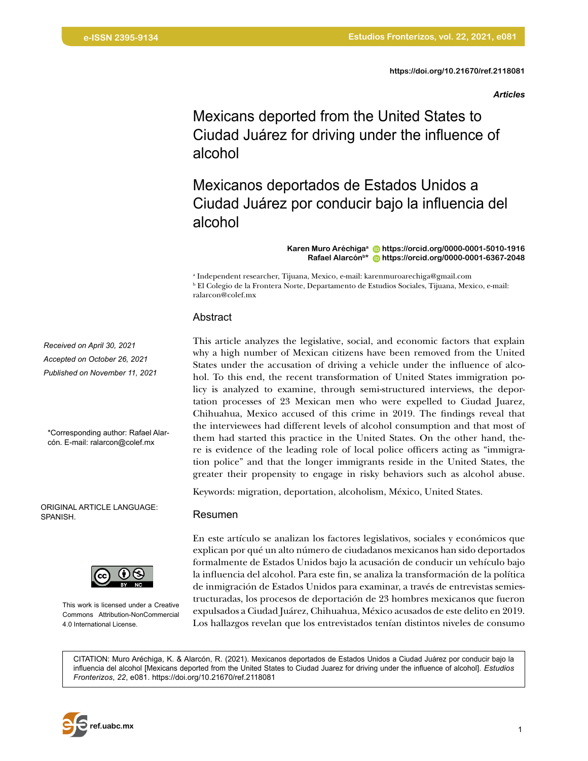https://doi.org/10.21670/ref.2118081

*Articles*

# Mexicans deported from the United States to Ciudad Juárez for driving under the influence of alcohol

# Mexicanos deportados de Estados Unidos a Ciudad Juárez por conducir bajo la influencia del alcohol

**Karen Muro Aréchiga**[a] https://orcid.org/0000-0001-5010-1916
**Rafael Alarcón**[b*] https://orcid.org/0000-0001-6367-2048

[a] Independent researcher, Tijuana, Mexico, e-mail: karenmuroarechiga@gmail.com
[b] El Colegio de la Frontera Norte, Departamento de Estudios Sociales, Tijuana, Mexico, e-mail: ralarcon@colef.mx

*Received on April 30, 2021*
*Accepted on October 26, 2021*
*Published on November 11, 2021*

*Corresponding author: Rafael Alarcón. E-mail: ralarcon@colef.mx

ORIGINAL ARTICLE LANGUAGE: SPANISH.

This work is licensed under a Creative Commons Attribution-NonCommercial 4.0 International License.

## Abstract

This article analyzes the legislative, social, and economic factors that explain why a high number of Mexican citizens have been removed from the United States under the accusation of driving a vehicle under the influence of alcohol. To this end, the recent transformation of United States immigration policy is analyzed to examine, through semi-structured interviews, the deportation processes of 23 Mexican men who were expelled to Ciudad Juarez, Chihuahua, Mexico accused of this crime in 2019. The findings reveal that the interviewees had different levels of alcohol consumption and that most of them had started this practice in the United States. On the other hand, there is evidence of the leading role of local police officers acting as "immigration police" and that the longer immigrants reside in the United States, the greater their propensity to engage in risky behaviors such as alcohol abuse.

Keywords: migration, deportation, alcoholism, México, United States.

## Resumen

En este artículo se analizan los factores legislativos, sociales y económicos que explican por qué un alto número de ciudadanos mexicanos han sido deportados formalmente de Estados Unidos bajo la acusación de conducir un vehículo bajo la influencia del alcohol. Para este fin, se analiza la transformación de la política de inmigración de Estados Unidos para examinar, a través de entrevistas semiestructuradas, los procesos de deportación de 23 hombres mexicanos que fueron expulsados a Ciudad Juárez, Chihuahua, México acusados de este delito en 2019. Los hallazgos revelan que los entrevistados tenían distintos niveles de consumo

CITATION: Muro Aréchiga, K. & Alarcón, R. (2021). Mexicanos deportados de Estados Unidos a Ciudad Juárez por conducir bajo la influencia del alcohol [Mexicans deported from the United States to Ciudad Juarez for driving under the influence of alcohol]. *Estudios Fronterizos*, *22*, e081. https://doi.org/10.21670/ref.2118081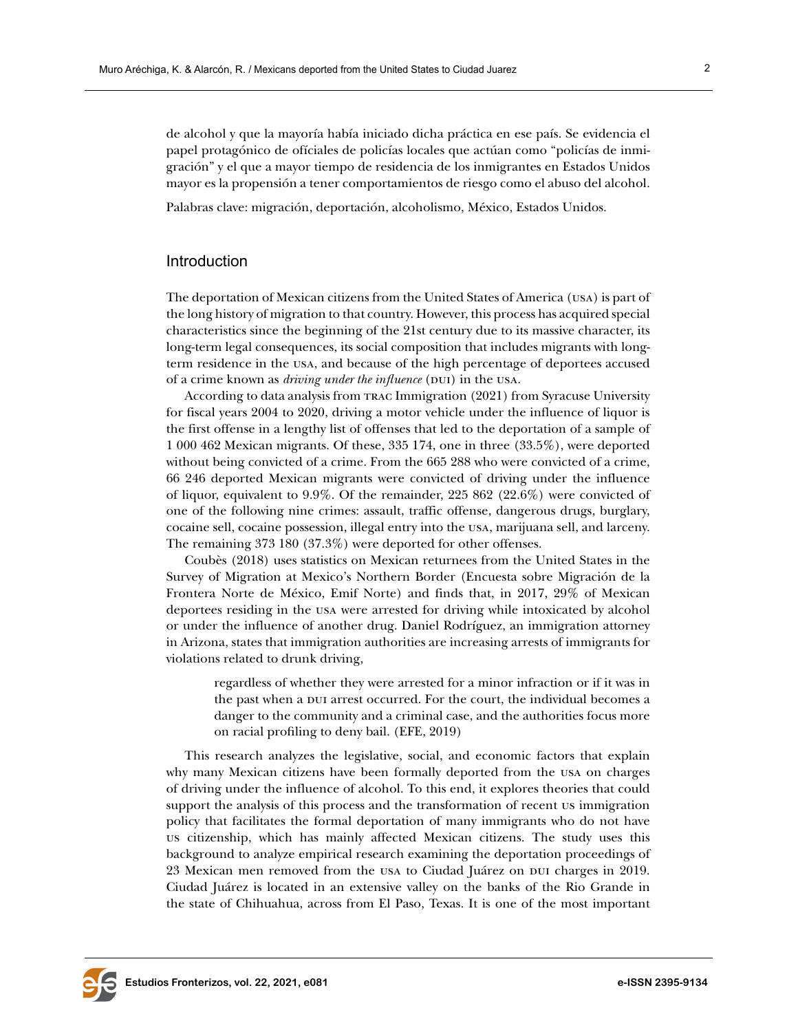de alcohol y que la mayoría había iniciado dicha práctica en ese país. Se evidencia el papel protagónico de ofíciales de policías locales que actúan como "policías de inmigración" y el que a mayor tiempo de residencia de los inmigrantes en Estados Unidos mayor es la propensión a tener comportamientos de riesgo como el abuso del alcohol.

Palabras clave: migración, deportación, alcoholismo, México, Estados Unidos.

## Introduction

The deportation of Mexican citizens from the United States of America (USA) is part of the long history of migration to that country. However, this process has acquired special characteristics since the beginning of the 21st century due to its massive character, its long-term legal consequences, its social composition that includes migrants with long-term residence in the USA, and because of the high percentage of deportees accused of a crime known as *driving under the influence* (DUI) in the USA.

According to data analysis from TRAC Immigration (2021) from Syracuse University for fiscal years 2004 to 2020, driving a motor vehicle under the influence of liquor is the first offense in a lengthy list of offenses that led to the deportation of a sample of 1 000 462 Mexican migrants. Of these, 335 174, one in three (33.5%), were deported without being convicted of a crime. From the 665 288 who were convicted of a crime, 66 246 deported Mexican migrants were convicted of driving under the influence of liquor, equivalent to 9.9%. Of the remainder, 225 862 (22.6%) were convicted of one of the following nine crimes: assault, traffic offense, dangerous drugs, burglary, cocaine sell, cocaine possession, illegal entry into the USA, marijuana sell, and larceny. The remaining 373 180 (37.3%) were deported for other offenses.

Coubès (2018) uses statistics on Mexican returnees from the United States in the Survey of Migration at Mexico's Northern Border (Encuesta sobre Migración de la Frontera Norte de México, Emif Norte) and finds that, in 2017, 29% of Mexican deportees residing in the USA were arrested for driving while intoxicated by alcohol or under the influence of another drug. Daniel Rodríguez, an immigration attorney in Arizona, states that immigration authorities are increasing arrests of immigrants for violations related to drunk driving,

> regardless of whether they were arrested for a minor infraction or if it was in the past when a DUI arrest occurred. For the court, the individual becomes a danger to the community and a criminal case, and the authorities focus more on racial profiling to deny bail. (EFE, 2019)

This research analyzes the legislative, social, and economic factors that explain why many Mexican citizens have been formally deported from the USA on charges of driving under the influence of alcohol. To this end, it explores theories that could support the analysis of this process and the transformation of recent US immigration policy that facilitates the formal deportation of many immigrants who do not have US citizenship, which has mainly affected Mexican citizens. The study uses this background to analyze empirical research examining the deportation proceedings of 23 Mexican men removed from the USA to Ciudad Juárez on DUI charges in 2019. Ciudad Juárez is located in an extensive valley on the banks of the Rio Grande in the state of Chihuahua, across from El Paso, Texas. It is one of the most important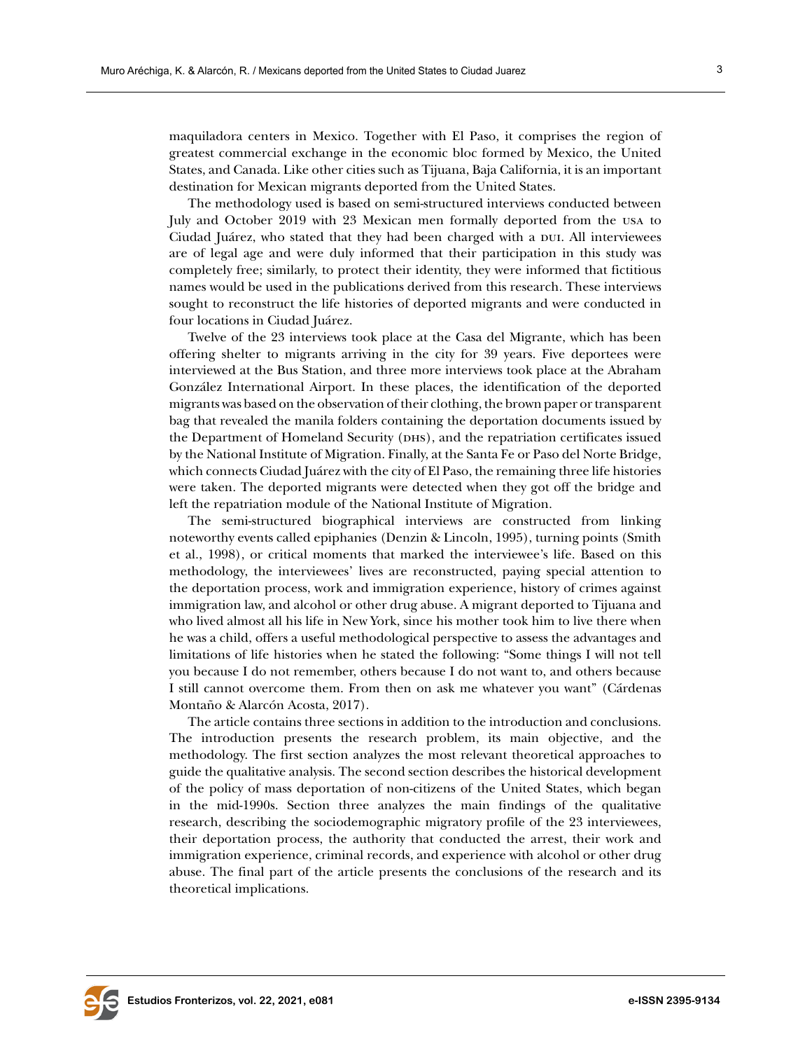maquiladora centers in Mexico. Together with El Paso, it comprises the region of greatest commercial exchange in the economic bloc formed by Mexico, the United States, and Canada. Like other cities such as Tijuana, Baja California, it is an important destination for Mexican migrants deported from the United States.

The methodology used is based on semi-structured interviews conducted between July and October 2019 with 23 Mexican men formally deported from the USA to Ciudad Juárez, who stated that they had been charged with a DUI. All interviewees are of legal age and were duly informed that their participation in this study was completely free; similarly, to protect their identity, they were informed that fictitious names would be used in the publications derived from this research. These interviews sought to reconstruct the life histories of deported migrants and were conducted in four locations in Ciudad Juárez.

Twelve of the 23 interviews took place at the Casa del Migrante, which has been offering shelter to migrants arriving in the city for 39 years. Five deportees were interviewed at the Bus Station, and three more interviews took place at the Abraham González International Airport. In these places, the identification of the deported migrants was based on the observation of their clothing, the brown paper or transparent bag that revealed the manila folders containing the deportation documents issued by the Department of Homeland Security (DHS), and the repatriation certificates issued by the National Institute of Migration. Finally, at the Santa Fe or Paso del Norte Bridge, which connects Ciudad Juárez with the city of El Paso, the remaining three life histories were taken. The deported migrants were detected when they got off the bridge and left the repatriation module of the National Institute of Migration.

The semi-structured biographical interviews are constructed from linking noteworthy events called epiphanies (Denzin & Lincoln, 1995), turning points (Smith et al., 1998), or critical moments that marked the interviewee's life. Based on this methodology, the interviewees' lives are reconstructed, paying special attention to the deportation process, work and immigration experience, history of crimes against immigration law, and alcohol or other drug abuse. A migrant deported to Tijuana and who lived almost all his life in New York, since his mother took him to live there when he was a child, offers a useful methodological perspective to assess the advantages and limitations of life histories when he stated the following: "Some things I will not tell you because I do not remember, others because I do not want to, and others because I still cannot overcome them. From then on ask me whatever you want" (Cárdenas Montaño & Alarcón Acosta, 2017).

The article contains three sections in addition to the introduction and conclusions. The introduction presents the research problem, its main objective, and the methodology. The first section analyzes the most relevant theoretical approaches to guide the qualitative analysis. The second section describes the historical development of the policy of mass deportation of non-citizens of the United States, which began in the mid-1990s. Section three analyzes the main findings of the qualitative research, describing the sociodemographic migratory profile of the 23 interviewees, their deportation process, the authority that conducted the arrest, their work and immigration experience, criminal records, and experience with alcohol or other drug abuse. The final part of the article presents the conclusions of the research and its theoretical implications.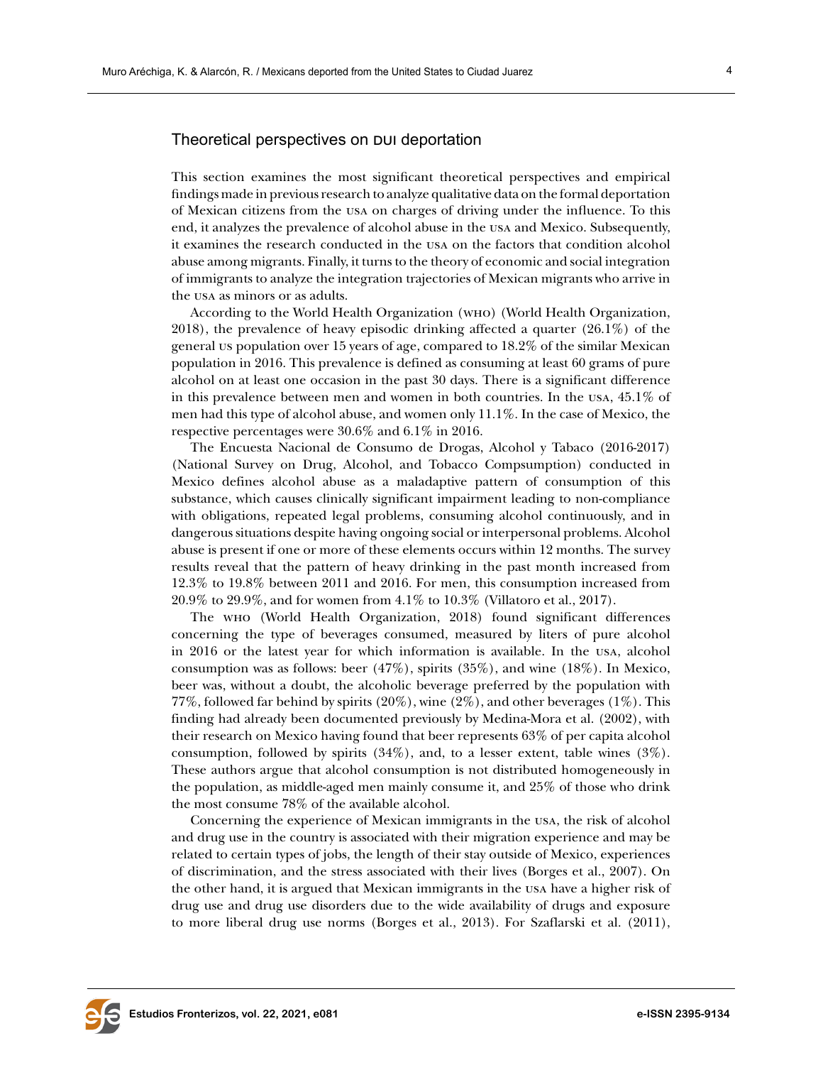## Theoretical perspectives on DUI deportation

This section examines the most significant theoretical perspectives and empirical findings made in previous research to analyze qualitative data on the formal deportation of Mexican citizens from the USA on charges of driving under the influence. To this end, it analyzes the prevalence of alcohol abuse in the USA and Mexico. Subsequently, it examines the research conducted in the USA on the factors that condition alcohol abuse among migrants. Finally, it turns to the theory of economic and social integration of immigrants to analyze the integration trajectories of Mexican migrants who arrive in the USA as minors or as adults.

According to the World Health Organization (WHO) (World Health Organization, 2018), the prevalence of heavy episodic drinking affected a quarter (26.1%) of the general US population over 15 years of age, compared to 18.2% of the similar Mexican population in 2016. This prevalence is defined as consuming at least 60 grams of pure alcohol on at least one occasion in the past 30 days. There is a significant difference in this prevalence between men and women in both countries. In the USA, 45.1% of men had this type of alcohol abuse, and women only 11.1%. In the case of Mexico, the respective percentages were 30.6% and 6.1% in 2016.

The Encuesta Nacional de Consumo de Drogas, Alcohol y Tabaco (2016-2017) (National Survey on Drug, Alcohol, and Tobacco Compsumption) conducted in Mexico defines alcohol abuse as a maladaptive pattern of consumption of this substance, which causes clinically significant impairment leading to non-compliance with obligations, repeated legal problems, consuming alcohol continuously, and in dangerous situations despite having ongoing social or interpersonal problems. Alcohol abuse is present if one or more of these elements occurs within 12 months. The survey results reveal that the pattern of heavy drinking in the past month increased from 12.3% to 19.8% between 2011 and 2016. For men, this consumption increased from 20.9% to 29.9%, and for women from 4.1% to 10.3% (Villatoro et al., 2017).

The WHO (World Health Organization, 2018) found significant differences concerning the type of beverages consumed, measured by liters of pure alcohol in 2016 or the latest year for which information is available. In the USA, alcohol consumption was as follows: beer (47%), spirits (35%), and wine (18%). In Mexico, beer was, without a doubt, the alcoholic beverage preferred by the population with 77%, followed far behind by spirits (20%), wine (2%), and other beverages (1%). This finding had already been documented previously by Medina-Mora et al. (2002), with their research on Mexico having found that beer represents 63% of per capita alcohol consumption, followed by spirits (34%), and, to a lesser extent, table wines (3%). These authors argue that alcohol consumption is not distributed homogeneously in the population, as middle-aged men mainly consume it, and 25% of those who drink the most consume 78% of the available alcohol.

Concerning the experience of Mexican immigrants in the USA, the risk of alcohol and drug use in the country is associated with their migration experience and may be related to certain types of jobs, the length of their stay outside of Mexico, experiences of discrimination, and the stress associated with their lives (Borges et al., 2007). On the other hand, it is argued that Mexican immigrants in the USA have a higher risk of drug use and drug use disorders due to the wide availability of drugs and exposure to more liberal drug use norms (Borges et al., 2013). For Szaflarski et al. (2011),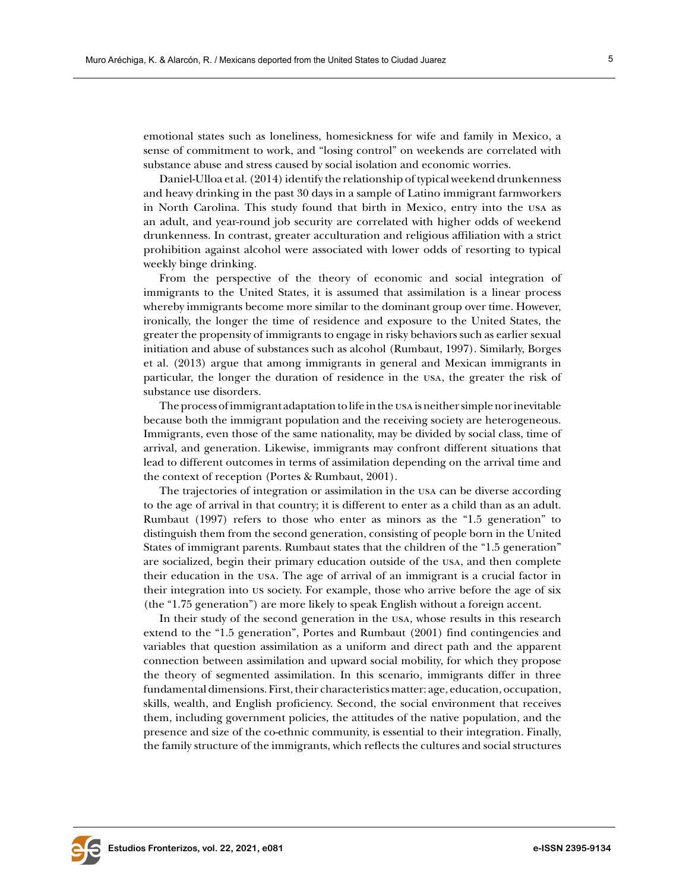emotional states such as loneliness, homesickness for wife and family in Mexico, a sense of commitment to work, and "losing control" on weekends are correlated with substance abuse and stress caused by social isolation and economic worries.

Daniel-Ulloa et al. (2014) identify the relationship of typical weekend drunkenness and heavy drinking in the past 30 days in a sample of Latino immigrant farmworkers in North Carolina. This study found that birth in Mexico, entry into the USA as an adult, and year-round job security are correlated with higher odds of weekend drunkenness. In contrast, greater acculturation and religious affiliation with a strict prohibition against alcohol were associated with lower odds of resorting to typical weekly binge drinking.

From the perspective of the theory of economic and social integration of immigrants to the United States, it is assumed that assimilation is a linear process whereby immigrants become more similar to the dominant group over time. However, ironically, the longer the time of residence and exposure to the United States, the greater the propensity of immigrants to engage in risky behaviors such as earlier sexual initiation and abuse of substances such as alcohol (Rumbaut, 1997). Similarly, Borges et al. (2013) argue that among immigrants in general and Mexican immigrants in particular, the longer the duration of residence in the USA, the greater the risk of substance use disorders.

The process of immigrant adaptation to life in the USA is neither simple nor inevitable because both the immigrant population and the receiving society are heterogeneous. Immigrants, even those of the same nationality, may be divided by social class, time of arrival, and generation. Likewise, immigrants may confront different situations that lead to different outcomes in terms of assimilation depending on the arrival time and the context of reception (Portes & Rumbaut, 2001).

The trajectories of integration or assimilation in the USA can be diverse according to the age of arrival in that country; it is different to enter as a child than as an adult. Rumbaut (1997) refers to those who enter as minors as the "1.5 generation" to distinguish them from the second generation, consisting of people born in the United States of immigrant parents. Rumbaut states that the children of the "1.5 generation" are socialized, begin their primary education outside of the USA, and then complete their education in the USA. The age of arrival of an immigrant is a crucial factor in their integration into US society. For example, those who arrive before the age of six (the "1.75 generation") are more likely to speak English without a foreign accent.

In their study of the second generation in the USA, whose results in this research extend to the "1.5 generation", Portes and Rumbaut (2001) find contingencies and variables that question assimilation as a uniform and direct path and the apparent connection between assimilation and upward social mobility, for which they propose the theory of segmented assimilation. In this scenario, immigrants differ in three fundamental dimensions. First, their characteristics matter: age, education, occupation, skills, wealth, and English proficiency. Second, the social environment that receives them, including government policies, the attitudes of the native population, and the presence and size of the co-ethnic community, is essential to their integration. Finally, the family structure of the immigrants, which reflects the cultures and social structures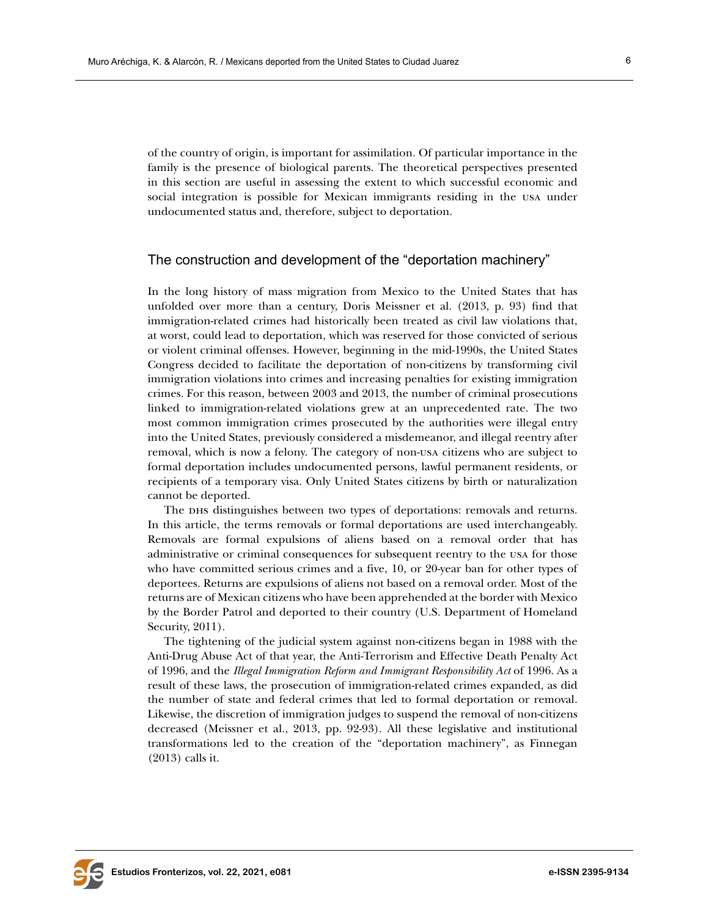of the country of origin, is important for assimilation. Of particular importance in the family is the presence of biological parents. The theoretical perspectives presented in this section are useful in assessing the extent to which successful economic and social integration is possible for Mexican immigrants residing in the USA under undocumented status and, therefore, subject to deportation.

## The construction and development of the "deportation machinery"

In the long history of mass migration from Mexico to the United States that has unfolded over more than a century, Doris Meissner et al. (2013, p. 93) find that immigration-related crimes had historically been treated as civil law violations that, at worst, could lead to deportation, which was reserved for those convicted of serious or violent criminal offenses. However, beginning in the mid-1990s, the United States Congress decided to facilitate the deportation of non-citizens by transforming civil immigration violations into crimes and increasing penalties for existing immigration crimes. For this reason, between 2003 and 2013, the number of criminal prosecutions linked to immigration-related violations grew at an unprecedented rate. The two most common immigration crimes prosecuted by the authorities were illegal entry into the United States, previously considered a misdemeanor, and illegal reentry after removal, which is now a felony. The category of non-USA citizens who are subject to formal deportation includes undocumented persons, lawful permanent residents, or recipients of a temporary visa. Only United States citizens by birth or naturalization cannot be deported.

The DHS distinguishes between two types of deportations: removals and returns. In this article, the terms removals or formal deportations are used interchangeably. Removals are formal expulsions of aliens based on a removal order that has administrative or criminal consequences for subsequent reentry to the USA for those who have committed serious crimes and a five, 10, or 20-year ban for other types of deportees. Returns are expulsions of aliens not based on a removal order. Most of the returns are of Mexican citizens who have been apprehended at the border with Mexico by the Border Patrol and deported to their country (U.S. Department of Homeland Security, 2011).

The tightening of the judicial system against non-citizens began in 1988 with the Anti-Drug Abuse Act of that year, the Anti-Terrorism and Effective Death Penalty Act of 1996, and the *Illegal Immigration Reform and Immigrant Responsibility Act* of 1996. As a result of these laws, the prosecution of immigration-related crimes expanded, as did the number of state and federal crimes that led to formal deportation or removal. Likewise, the discretion of immigration judges to suspend the removal of non-citizens decreased (Meissner et al., 2013, pp. 92-93). All these legislative and institutional transformations led to the creation of the "deportation machinery", as Finnegan (2013) calls it.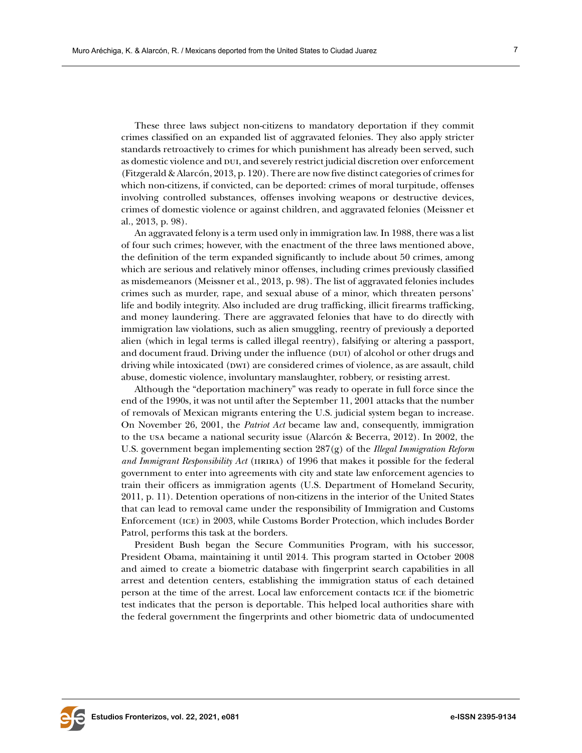These three laws subject non-citizens to mandatory deportation if they commit crimes classified on an expanded list of aggravated felonies. They also apply stricter standards retroactively to crimes for which punishment has already been served, such as domestic violence and DUI, and severely restrict judicial discretion over enforcement (Fitzgerald & Alarcón, 2013, p. 120). There are now five distinct categories of crimes for which non-citizens, if convicted, can be deported: crimes of moral turpitude, offenses involving controlled substances, offenses involving weapons or destructive devices, crimes of domestic violence or against children, and aggravated felonies (Meissner et al., 2013, p. 98).

An aggravated felony is a term used only in immigration law. In 1988, there was a list of four such crimes; however, with the enactment of the three laws mentioned above, the definition of the term expanded significantly to include about 50 crimes, among which are serious and relatively minor offenses, including crimes previously classified as misdemeanors (Meissner et al., 2013, p. 98). The list of aggravated felonies includes crimes such as murder, rape, and sexual abuse of a minor, which threaten persons' life and bodily integrity. Also included are drug trafficking, illicit firearms trafficking, and money laundering. There are aggravated felonies that have to do directly with immigration law violations, such as alien smuggling, reentry of previously a deported alien (which in legal terms is called illegal reentry), falsifying or altering a passport, and document fraud. Driving under the influence (DUI) of alcohol or other drugs and driving while intoxicated (DWI) are considered crimes of violence, as are assault, child abuse, domestic violence, involuntary manslaughter, robbery, or resisting arrest.

Although the "deportation machinery" was ready to operate in full force since the end of the 1990s, it was not until after the September 11, 2001 attacks that the number of removals of Mexican migrants entering the U.S. judicial system began to increase. On November 26, 2001, the *Patriot Act* became law and, consequently, immigration to the USA became a national security issue (Alarcón & Becerra, 2012). In 2002, the U.S. government began implementing section 287(g) of the *Illegal Immigration Reform and Immigrant Responsibility Act* (IIRIRA) of 1996 that makes it possible for the federal government to enter into agreements with city and state law enforcement agencies to train their officers as immigration agents (U.S. Department of Homeland Security, 2011, p. 11). Detention operations of non-citizens in the interior of the United States that can lead to removal came under the responsibility of Immigration and Customs Enforcement (ICE) in 2003, while Customs Border Protection, which includes Border Patrol, performs this task at the borders.

President Bush began the Secure Communities Program, with his successor, President Obama, maintaining it until 2014. This program started in October 2008 and aimed to create a biometric database with fingerprint search capabilities in all arrest and detention centers, establishing the immigration status of each detained person at the time of the arrest. Local law enforcement contacts ICE if the biometric test indicates that the person is deportable. This helped local authorities share with the federal government the fingerprints and other biometric data of undocumented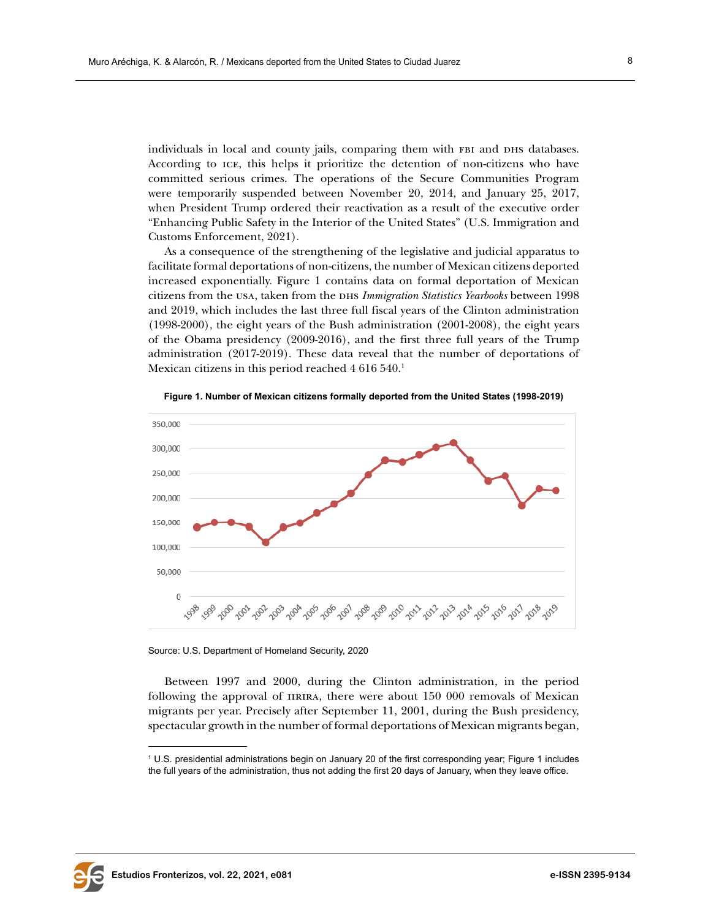individuals in local and county jails, comparing them with FBI and DHS databases. According to ICE, this helps it prioritize the detention of non-citizens who have committed serious crimes. The operations of the Secure Communities Program were temporarily suspended between November 20, 2014, and January 25, 2017, when President Trump ordered their reactivation as a result of the executive order "Enhancing Public Safety in the Interior of the United States" (U.S. Immigration and Customs Enforcement, 2021).

As a consequence of the strengthening of the legislative and judicial apparatus to facilitate formal deportations of non-citizens, the number of Mexican citizens deported increased exponentially. Figure 1 contains data on formal deportation of Mexican citizens from the USA, taken from the DHS *Immigration Statistics Yearbooks* between 1998 and 2019, which includes the last three full fiscal years of the Clinton administration (1998-2000), the eight years of the Bush administration (2001-2008), the eight years of the Obama presidency (2009-2016), and the first three full years of the Trump administration (2017-2019). These data reveal that the number of deportations of Mexican citizens in this period reached 4 616 540.[1]

**Figure 1. Number of Mexican citizens formally deported from the United States (1998-2019)**

350,000
300,000
250,000
200,000
150,000
100,000
50,000
0

1998 1999 2000 2001 2002 2003 2004 2005 2006 2007 2008 2009 2010 2011 2012 2013 2014 2015 2016 2017 2018 2019

Source: U.S. Department of Homeland Security, 2020

Between 1997 and 2000, during the Clinton administration, in the period following the approval of IIRIRA, there were about 150 000 removals of Mexican migrants per year. Precisely after September 11, 2001, during the Bush presidency, spectacular growth in the number of formal deportations of Mexican migrants began,

[1] U.S. presidential administrations begin on January 20 of the first corresponding year; Figure 1 includes the full years of the administration, thus not adding the first 20 days of January, when they leave office.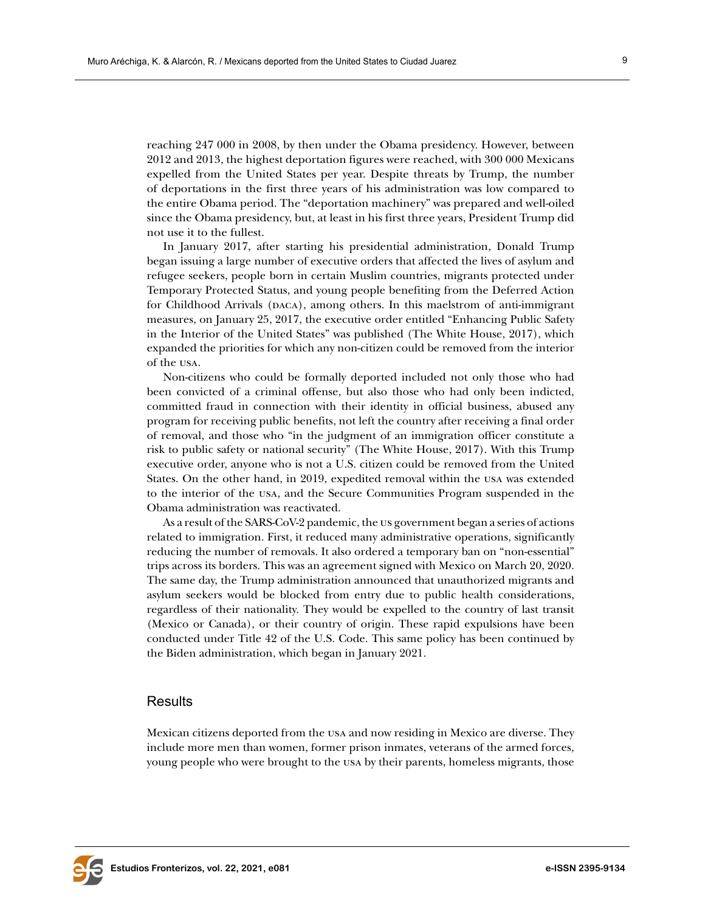reaching 247 000 in 2008, by then under the Obama presidency. However, between 2012 and 2013, the highest deportation figures were reached, with 300 000 Mexicans expelled from the United States per year. Despite threats by Trump, the number of deportations in the first three years of his administration was low compared to the entire Obama period. The "deportation machinery" was prepared and well-oiled since the Obama presidency, but, at least in his first three years, President Trump did not use it to the fullest.

In January 2017, after starting his presidential administration, Donald Trump began issuing a large number of executive orders that affected the lives of asylum and refugee seekers, people born in certain Muslim countries, migrants protected under Temporary Protected Status, and young people benefiting from the Deferred Action for Childhood Arrivals (DACA), among others. In this maelstrom of anti-immigrant measures, on January 25, 2017, the executive order entitled "Enhancing Public Safety in the Interior of the United States" was published (The White House, 2017), which expanded the priorities for which any non-citizen could be removed from the interior of the USA.

Non-citizens who could be formally deported included not only those who had been convicted of a criminal offense, but also those who had only been indicted, committed fraud in connection with their identity in official business, abused any program for receiving public benefits, not left the country after receiving a final order of removal, and those who "in the judgment of an immigration officer constitute a risk to public safety or national security" (The White House, 2017). With this Trump executive order, anyone who is not a U.S. citizen could be removed from the United States. On the other hand, in 2019, expedited removal within the USA was extended to the interior of the USA, and the Secure Communities Program suspended in the Obama administration was reactivated.

As a result of the SARS-CoV-2 pandemic, the US government began a series of actions related to immigration. First, it reduced many administrative operations, significantly reducing the number of removals. It also ordered a temporary ban on "non-essential" trips across its borders. This was an agreement signed with Mexico on March 20, 2020. The same day, the Trump administration announced that unauthorized migrants and asylum seekers would be blocked from entry due to public health considerations, regardless of their nationality. They would be expelled to the country of last transit (Mexico or Canada), or their country of origin. These rapid expulsions have been conducted under Title 42 of the U.S. Code. This same policy has been continued by the Biden administration, which began in January 2021.

## Results

Mexican citizens deported from the USA and now residing in Mexico are diverse. They include more men than women, former prison inmates, veterans of the armed forces, young people who were brought to the USA by their parents, homeless migrants, those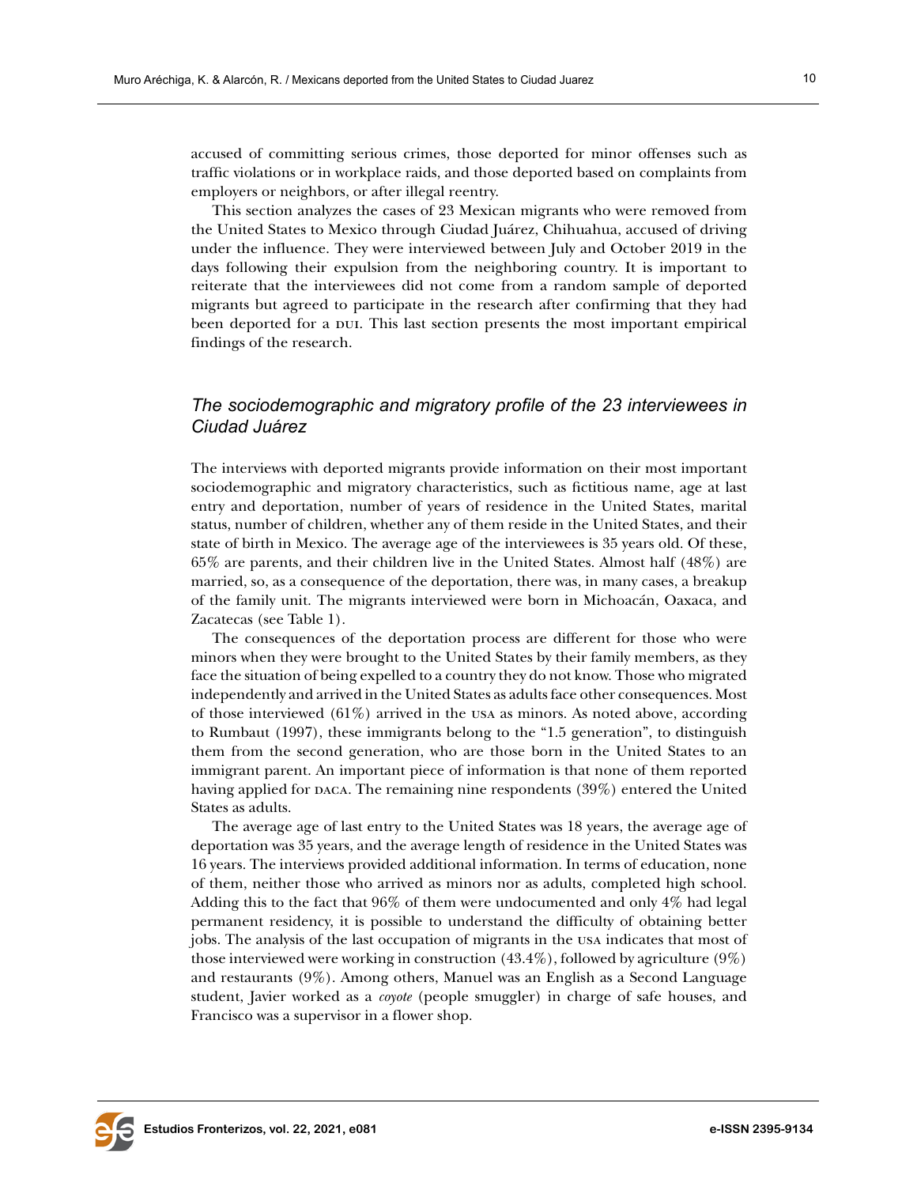accused of committing serious crimes, those deported for minor offenses such as traffic violations or in workplace raids, and those deported based on complaints from employers or neighbors, or after illegal reentry.

This section analyzes the cases of 23 Mexican migrants who were removed from the United States to Mexico through Ciudad Juárez, Chihuahua, accused of driving under the influence. They were interviewed between July and October 2019 in the days following their expulsion from the neighboring country. It is important to reiterate that the interviewees did not come from a random sample of deported migrants but agreed to participate in the research after confirming that they had been deported for a DUI. This last section presents the most important empirical findings of the research.

## *The sociodemographic and migratory profile of the 23 interviewees in Ciudad Juárez*

The interviews with deported migrants provide information on their most important sociodemographic and migratory characteristics, such as fictitious name, age at last entry and deportation, number of years of residence in the United States, marital status, number of children, whether any of them reside in the United States, and their state of birth in Mexico. The average age of the interviewees is 35 years old. Of these, 65% are parents, and their children live in the United States. Almost half (48%) are married, so, as a consequence of the deportation, there was, in many cases, a breakup of the family unit. The migrants interviewed were born in Michoacán, Oaxaca, and Zacatecas (see Table 1).

The consequences of the deportation process are different for those who were minors when they were brought to the United States by their family members, as they face the situation of being expelled to a country they do not know. Those who migrated independently and arrived in the United States as adults face other consequences. Most of those interviewed (61%) arrived in the USA as minors. As noted above, according to Rumbaut (1997), these immigrants belong to the "1.5 generation", to distinguish them from the second generation, who are those born in the United States to an immigrant parent. An important piece of information is that none of them reported having applied for DACA. The remaining nine respondents (39%) entered the United States as adults.

The average age of last entry to the United States was 18 years, the average age of deportation was 35 years, and the average length of residence in the United States was 16 years. The interviews provided additional information. In terms of education, none of them, neither those who arrived as minors nor as adults, completed high school. Adding this to the fact that 96% of them were undocumented and only 4% had legal permanent residency, it is possible to understand the difficulty of obtaining better jobs. The analysis of the last occupation of migrants in the USA indicates that most of those interviewed were working in construction (43.4%), followed by agriculture (9%) and restaurants (9%). Among others, Manuel was an English as a Second Language student, Javier worked as a *coyote* (people smuggler) in charge of safe houses, and Francisco was a supervisor in a flower shop.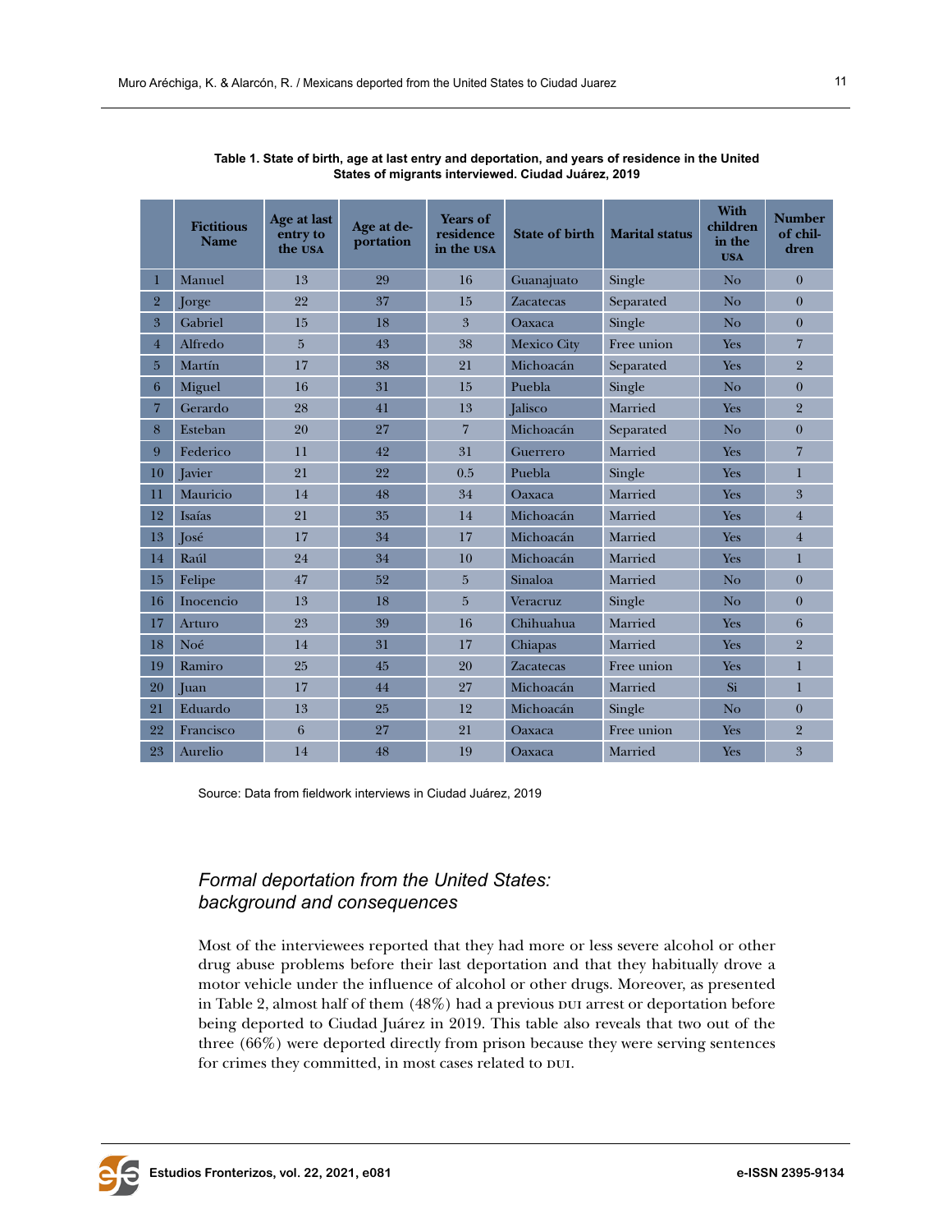**Table 1. State of birth, age at last entry and deportation, and years of residence in the United States of migrants interviewed. Ciudad Juárez, 2019**

| | Fictitious Name | Age at last entry to the USA | Age at deportation | Years of residence in the USA | State of birth | Marital status | With children in the USA | Number of children |
|---|---|---|---|---|---|---|---|---|
| 1 | Manuel | 13 | 29 | 16 | Guanajuato | Single | No | 0 |
| 2 | Jorge | 22 | 37 | 15 | Zacatecas | Separated | No | 0 |
| 3 | Gabriel | 15 | 18 | 3 | Oaxaca | Single | No | 0 |
| 4 | Alfredo | 5 | 43 | 38 | Mexico City | Free union | Yes | 7 |
| 5 | Martín | 17 | 38 | 21 | Michoacán | Separated | Yes | 2 |
| 6 | Miguel | 16 | 31 | 15 | Puebla | Single | No | 0 |
| 7 | Gerardo | 28 | 41 | 13 | Jalisco | Married | Yes | 2 |
| 8 | Esteban | 20 | 27 | 7 | Michoacán | Separated | No | 0 |
| 9 | Federico | 11 | 42 | 31 | Guerrero | Married | Yes | 7 |
| 10 | Javier | 21 | 22 | 0.5 | Puebla | Single | Yes | 1 |
| 11 | Mauricio | 14 | 48 | 34 | Oaxaca | Married | Yes | 3 |
| 12 | Isaías | 21 | 35 | 14 | Michoacán | Married | Yes | 4 |
| 13 | José | 17 | 34 | 17 | Michoacán | Married | Yes | 4 |
| 14 | Raúl | 24 | 34 | 10 | Michoacán | Married | Yes | 1 |
| 15 | Felipe | 47 | 52 | 5 | Sinaloa | Married | No | 0 |
| 16 | Inocencio | 13 | 18 | 5 | Veracruz | Single | No | 0 |
| 17 | Arturo | 23 | 39 | 16 | Chihuahua | Married | Yes | 6 |
| 18 | Noé | 14 | 31 | 17 | Chiapas | Married | Yes | 2 |
| 19 | Ramiro | 25 | 45 | 20 | Zacatecas | Free union | Yes | 1 |
| 20 | Juan | 17 | 44 | 27 | Michoacán | Married | Si | 1 |
| 21 | Eduardo | 13 | 25 | 12 | Michoacán | Single | No | 0 |
| 22 | Francisco | 6 | 27 | 21 | Oaxaca | Free union | Yes | 2 |
| 23 | Aurelio | 14 | 48 | 19 | Oaxaca | Married | Yes | 3 |

Source: Data from fieldwork interviews in Ciudad Juárez, 2019

## *Formal deportation from the United States: background and consequences*

Most of the interviewees reported that they had more or less severe alcohol or other drug abuse problems before their last deportation and that they habitually drove a motor vehicle under the influence of alcohol or other drugs. Moreover, as presented in Table 2, almost half of them (48%) had a previous DUI arrest or deportation before being deported to Ciudad Juárez in 2019. This table also reveals that two out of the three (66%) were deported directly from prison because they were serving sentences for crimes they committed, in most cases related to DUI.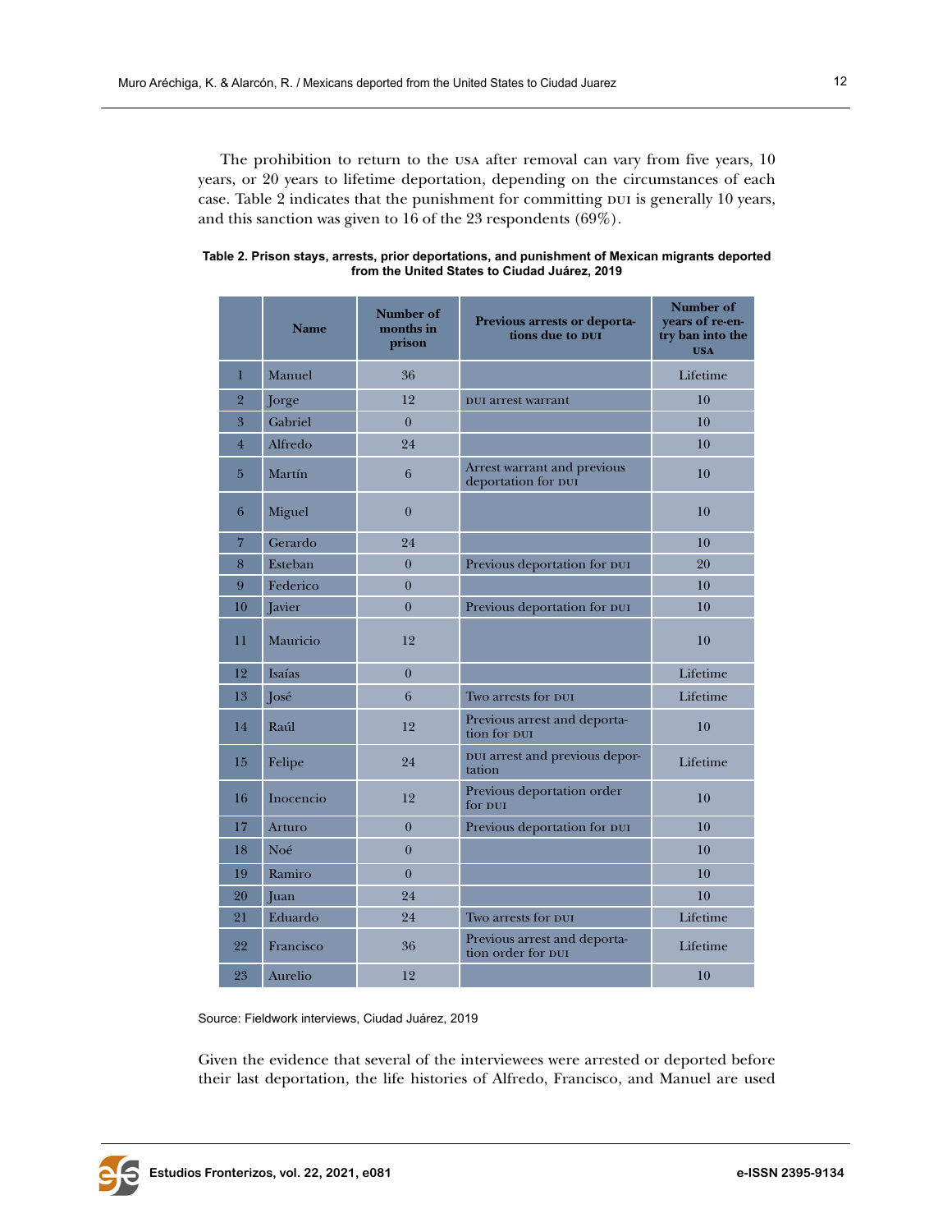The prohibition to return to the USA after removal can vary from five years, 10 years, or 20 years to lifetime deportation, depending on the circumstances of each case. Table 2 indicates that the punishment for committing DUI is generally 10 years, and this sanction was given to 16 of the 23 respondents (69%).

**Table 2. Prison stays, arrests, prior deportations, and punishment of Mexican migrants deported from the United States to Ciudad Juárez, 2019**

| | Name | Number of months in prison | Previous arrests or deportations due to DUI | Number of years of re-entry ban into the USA |
|---|---|---|---|---|
| 1 | Manuel | 36 | | Lifetime |
| 2 | Jorge | 12 | DUI arrest warrant | 10 |
| 3 | Gabriel | 0 | | 10 |
| 4 | Alfredo | 24 | | 10 |
| 5 | Martín | 6 | Arrest warrant and previous deportation for DUI | 10 |
| 6 | Miguel | 0 | | 10 |
| 7 | Gerardo | 24 | | 10 |
| 8 | Esteban | 0 | Previous deportation for DUI | 20 |
| 9 | Federico | 0 | | 10 |
| 10 | Javier | 0 | Previous deportation for DUI | 10 |
| 11 | Mauricio | 12 | | 10 |
| 12 | Isaías | 0 | | Lifetime |
| 13 | José | 6 | Two arrests for DUI | Lifetime |
| 14 | Raúl | 12 | Previous arrest and deportation for DUI | 10 |
| 15 | Felipe | 24 | DUI arrest and previous deportation | Lifetime |
| 16 | Inocencio | 12 | Previous deportation order for DUI | 10 |
| 17 | Arturo | 0 | Previous deportation for DUI | 10 |
| 18 | Noé | 0 | | 10 |
| 19 | Ramiro | 0 | | 10 |
| 20 | Juan | 24 | | 10 |
| 21 | Eduardo | 24 | Two arrests for DUI | Lifetime |
| 22 | Francisco | 36 | Previous arrest and deportation order for DUI | Lifetime |
| 23 | Aurelio | 12 | | 10 |

Source: Fieldwork interviews, Ciudad Juárez, 2019

Given the evidence that several of the interviewees were arrested or deported before their last deportation, the life histories of Alfredo, Francisco, and Manuel are used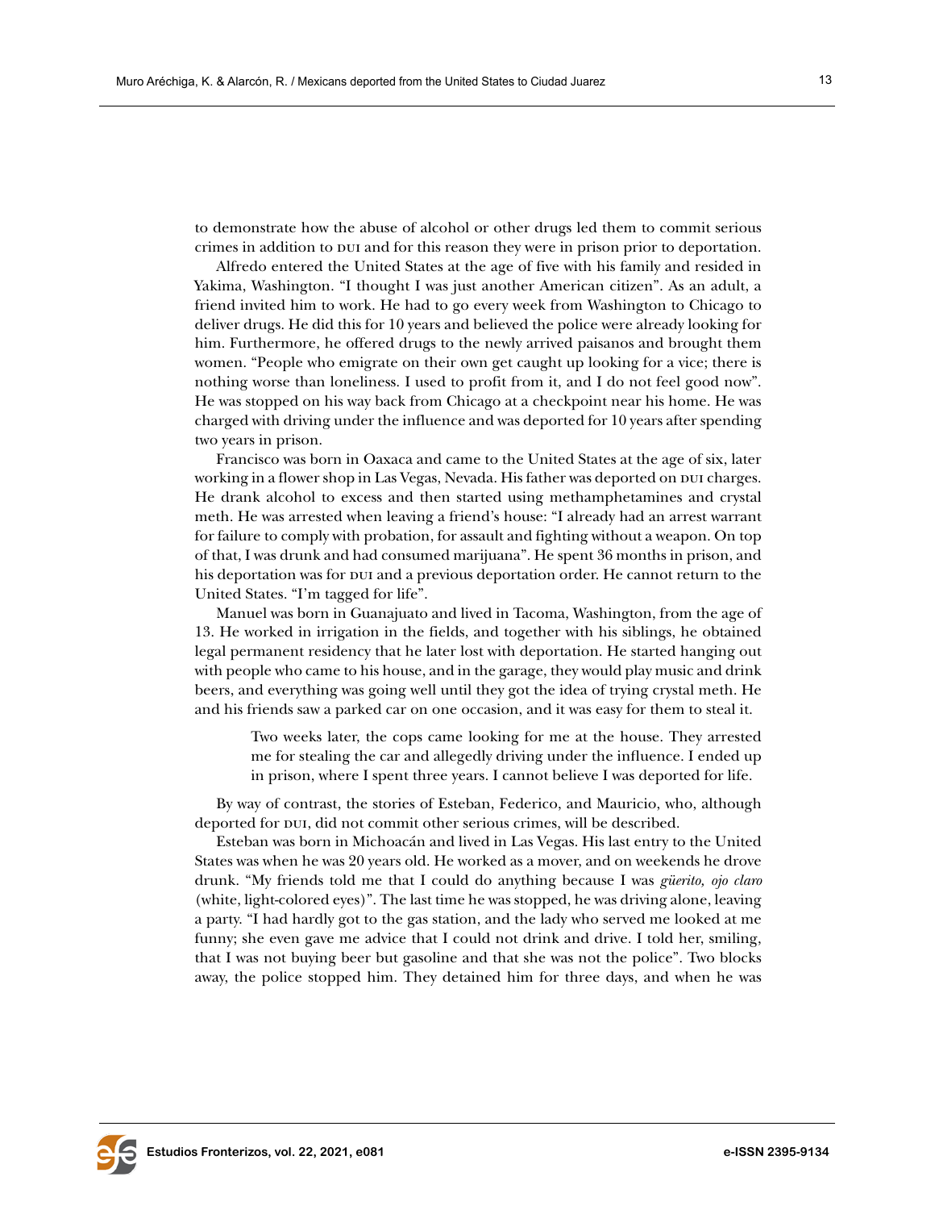to demonstrate how the abuse of alcohol or other drugs led them to commit serious crimes in addition to DUI and for this reason they were in prison prior to deportation.

Alfredo entered the United States at the age of five with his family and resided in Yakima, Washington. "I thought I was just another American citizen". As an adult, a friend invited him to work. He had to go every week from Washington to Chicago to deliver drugs. He did this for 10 years and believed the police were already looking for him. Furthermore, he offered drugs to the newly arrived paisanos and brought them women. "People who emigrate on their own get caught up looking for a vice; there is nothing worse than loneliness. I used to profit from it, and I do not feel good now". He was stopped on his way back from Chicago at a checkpoint near his home. He was charged with driving under the influence and was deported for 10 years after spending two years in prison.

Francisco was born in Oaxaca and came to the United States at the age of six, later working in a flower shop in Las Vegas, Nevada. His father was deported on DUI charges. He drank alcohol to excess and then started using methamphetamines and crystal meth. He was arrested when leaving a friend's house: "I already had an arrest warrant for failure to comply with probation, for assault and fighting without a weapon. On top of that, I was drunk and had consumed marijuana". He spent 36 months in prison, and his deportation was for DUI and a previous deportation order. He cannot return to the United States. "I'm tagged for life".

Manuel was born in Guanajuato and lived in Tacoma, Washington, from the age of 13. He worked in irrigation in the fields, and together with his siblings, he obtained legal permanent residency that he later lost with deportation. He started hanging out with people who came to his house, and in the garage, they would play music and drink beers, and everything was going well until they got the idea of trying crystal meth. He and his friends saw a parked car on one occasion, and it was easy for them to steal it.

> Two weeks later, the cops came looking for me at the house. They arrested me for stealing the car and allegedly driving under the influence. I ended up in prison, where I spent three years. I cannot believe I was deported for life.

By way of contrast, the stories of Esteban, Federico, and Mauricio, who, although deported for DUI, did not commit other serious crimes, will be described.

Esteban was born in Michoacán and lived in Las Vegas. His last entry to the United States was when he was 20 years old. He worked as a mover, and on weekends he drove drunk. "My friends told me that I could do anything because I was *güerito, ojo claro* (white, light-colored eyes)". The last time he was stopped, he was driving alone, leaving a party. "I had hardly got to the gas station, and the lady who served me looked at me funny; she even gave me advice that I could not drink and drive. I told her, smiling, that I was not buying beer but gasoline and that she was not the police". Two blocks away, the police stopped him. They detained him for three days, and when he was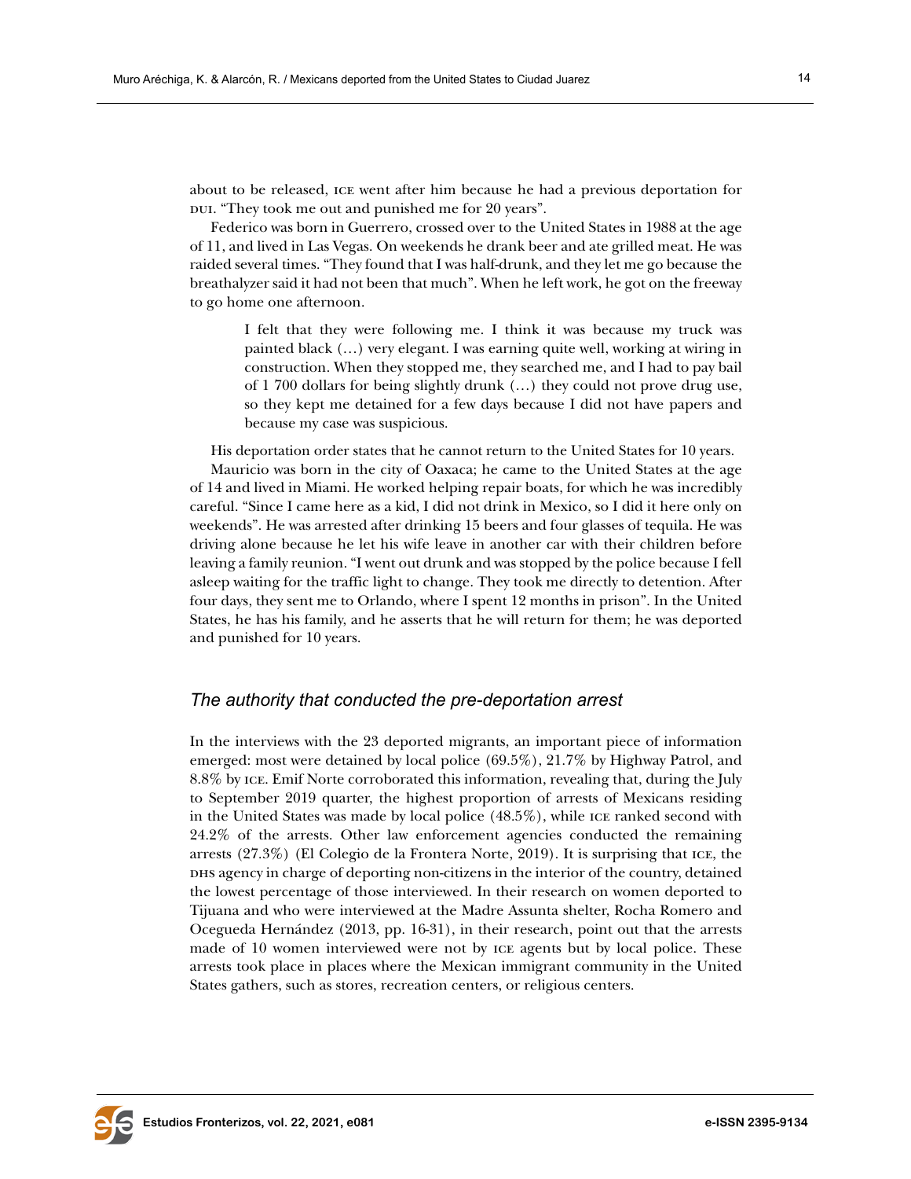about to be released, ICE went after him because he had a previous deportation for DUI. "They took me out and punished me for 20 years".

Federico was born in Guerrero, crossed over to the United States in 1988 at the age of 11, and lived in Las Vegas. On weekends he drank beer and ate grilled meat. He was raided several times. "They found that I was half-drunk, and they let me go because the breathalyzer said it had not been that much". When he left work, he got on the freeway to go home one afternoon.

> I felt that they were following me. I think it was because my truck was painted black (…) very elegant. I was earning quite well, working at wiring in construction. When they stopped me, they searched me, and I had to pay bail of 1 700 dollars for being slightly drunk (…) they could not prove drug use, so they kept me detained for a few days because I did not have papers and because my case was suspicious.

His deportation order states that he cannot return to the United States for 10 years.

Mauricio was born in the city of Oaxaca; he came to the United States at the age of 14 and lived in Miami. He worked helping repair boats, for which he was incredibly careful. "Since I came here as a kid, I did not drink in Mexico, so I did it here only on weekends". He was arrested after drinking 15 beers and four glasses of tequila. He was driving alone because he let his wife leave in another car with their children before leaving a family reunion. "I went out drunk and was stopped by the police because I fell asleep waiting for the traffic light to change. They took me directly to detention. After four days, they sent me to Orlando, where I spent 12 months in prison". In the United States, he has his family, and he asserts that he will return for them; he was deported and punished for 10 years.

### *The authority that conducted the pre-deportation arrest*

In the interviews with the 23 deported migrants, an important piece of information emerged: most were detained by local police (69.5%), 21.7% by Highway Patrol, and 8.8% by ICE. Emif Norte corroborated this information, revealing that, during the July to September 2019 quarter, the highest proportion of arrests of Mexicans residing in the United States was made by local police (48.5%), while ICE ranked second with 24.2% of the arrests. Other law enforcement agencies conducted the remaining arrests (27.3%) (El Colegio de la Frontera Norte, 2019). It is surprising that ICE, the DHS agency in charge of deporting non-citizens in the interior of the country, detained the lowest percentage of those interviewed. In their research on women deported to Tijuana and who were interviewed at the Madre Assunta shelter, Rocha Romero and Ocegueda Hernández (2013, pp. 16-31), in their research, point out that the arrests made of 10 women interviewed were not by ICE agents but by local police. These arrests took place in places where the Mexican immigrant community in the United States gathers, such as stores, recreation centers, or religious centers.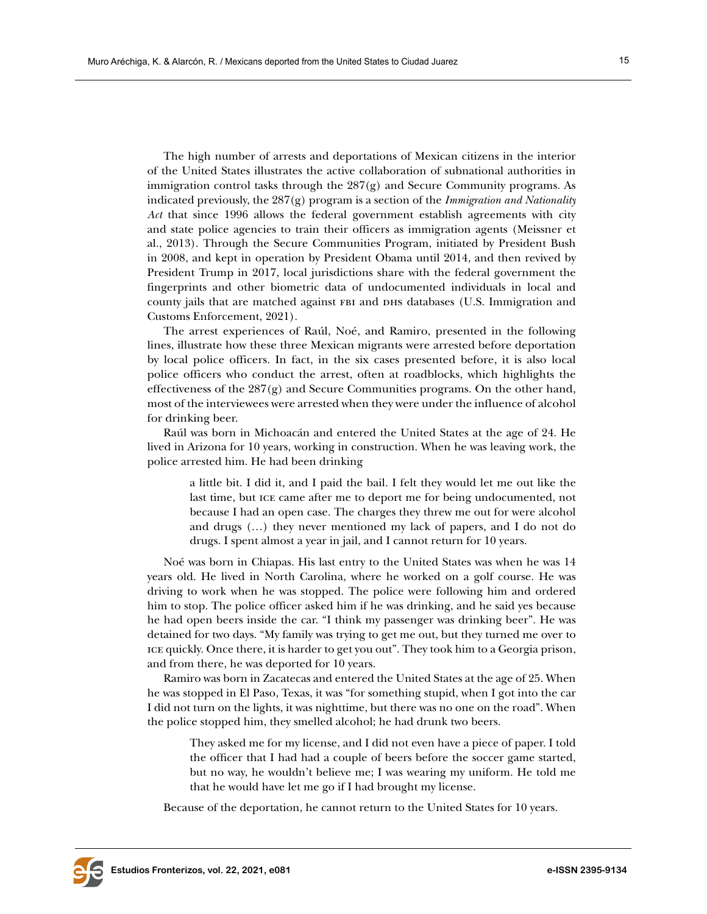The high number of arrests and deportations of Mexican citizens in the interior of the United States illustrates the active collaboration of subnational authorities in immigration control tasks through the 287(g) and Secure Community programs. As indicated previously, the 287(g) program is a section of the *Immigration and Nationality Act* that since 1996 allows the federal government establish agreements with city and state police agencies to train their officers as immigration agents (Meissner et al., 2013). Through the Secure Communities Program, initiated by President Bush in 2008, and kept in operation by President Obama until 2014, and then revived by President Trump in 2017, local jurisdictions share with the federal government the fingerprints and other biometric data of undocumented individuals in local and county jails that are matched against FBI and DHS databases (U.S. Immigration and Customs Enforcement, 2021).

The arrest experiences of Raúl, Noé, and Ramiro, presented in the following lines, illustrate how these three Mexican migrants were arrested before deportation by local police officers. In fact, in the six cases presented before, it is also local police officers who conduct the arrest, often at roadblocks, which highlights the effectiveness of the 287(g) and Secure Communities programs. On the other hand, most of the interviewees were arrested when they were under the influence of alcohol for drinking beer.

Raúl was born in Michoacán and entered the United States at the age of 24. He lived in Arizona for 10 years, working in construction. When he was leaving work, the police arrested him. He had been drinking

> a little bit. I did it, and I paid the bail. I felt they would let me out like the last time, but ICE came after me to deport me for being undocumented, not because I had an open case. The charges they threw me out for were alcohol and drugs (…) they never mentioned my lack of papers, and I do not do drugs. I spent almost a year in jail, and I cannot return for 10 years.

Noé was born in Chiapas. His last entry to the United States was when he was 14 years old. He lived in North Carolina, where he worked on a golf course. He was driving to work when he was stopped. The police were following him and ordered him to stop. The police officer asked him if he was drinking, and he said yes because he had open beers inside the car. "I think my passenger was drinking beer". He was detained for two days. "My family was trying to get me out, but they turned me over to ICE quickly. Once there, it is harder to get you out". They took him to a Georgia prison, and from there, he was deported for 10 years.

Ramiro was born in Zacatecas and entered the United States at the age of 25. When he was stopped in El Paso, Texas, it was "for something stupid, when I got into the car I did not turn on the lights, it was nighttime, but there was no one on the road". When the police stopped him, they smelled alcohol; he had drunk two beers.

> They asked me for my license, and I did not even have a piece of paper. I told the officer that I had had a couple of beers before the soccer game started, but no way, he wouldn't believe me; I was wearing my uniform. He told me that he would have let me go if I had brought my license.

Because of the deportation, he cannot return to the United States for 10 years.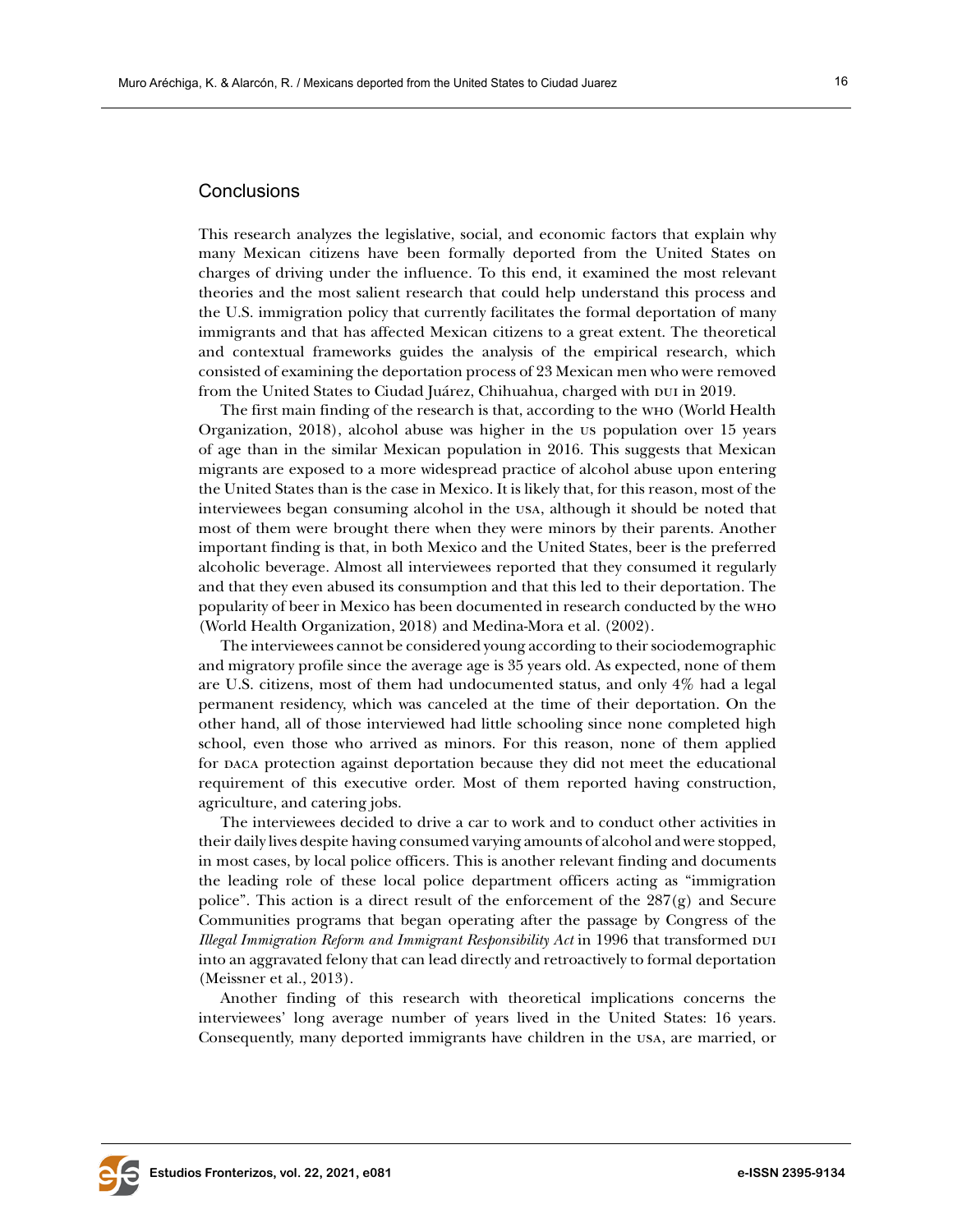## Conclusions

This research analyzes the legislative, social, and economic factors that explain why many Mexican citizens have been formally deported from the United States on charges of driving under the influence. To this end, it examined the most relevant theories and the most salient research that could help understand this process and the U.S. immigration policy that currently facilitates the formal deportation of many immigrants and that has affected Mexican citizens to a great extent. The theoretical and contextual frameworks guides the analysis of the empirical research, which consisted of examining the deportation process of 23 Mexican men who were removed from the United States to Ciudad Juárez, Chihuahua, charged with DUI in 2019.

The first main finding of the research is that, according to the WHO (World Health Organization, 2018), alcohol abuse was higher in the US population over 15 years of age than in the similar Mexican population in 2016. This suggests that Mexican migrants are exposed to a more widespread practice of alcohol abuse upon entering the United States than is the case in Mexico. It is likely that, for this reason, most of the interviewees began consuming alcohol in the USA, although it should be noted that most of them were brought there when they were minors by their parents. Another important finding is that, in both Mexico and the United States, beer is the preferred alcoholic beverage. Almost all interviewees reported that they consumed it regularly and that they even abused its consumption and that this led to their deportation. The popularity of beer in Mexico has been documented in research conducted by the WHO (World Health Organization, 2018) and Medina-Mora et al. (2002).

The interviewees cannot be considered young according to their sociodemographic and migratory profile since the average age is 35 years old. As expected, none of them are U.S. citizens, most of them had undocumented status, and only 4% had a legal permanent residency, which was canceled at the time of their deportation. On the other hand, all of those interviewed had little schooling since none completed high school, even those who arrived as minors. For this reason, none of them applied for DACA protection against deportation because they did not meet the educational requirement of this executive order. Most of them reported having construction, agriculture, and catering jobs.

The interviewees decided to drive a car to work and to conduct other activities in their daily lives despite having consumed varying amounts of alcohol and were stopped, in most cases, by local police officers. This is another relevant finding and documents the leading role of these local police department officers acting as "immigration police". This action is a direct result of the enforcement of the 287(g) and Secure Communities programs that began operating after the passage by Congress of the *Illegal Immigration Reform and Immigrant Responsibility Act* in 1996 that transformed DUI into an aggravated felony that can lead directly and retroactively to formal deportation (Meissner et al., 2013).

Another finding of this research with theoretical implications concerns the interviewees' long average number of years lived in the United States: 16 years. Consequently, many deported immigrants have children in the USA, are married, or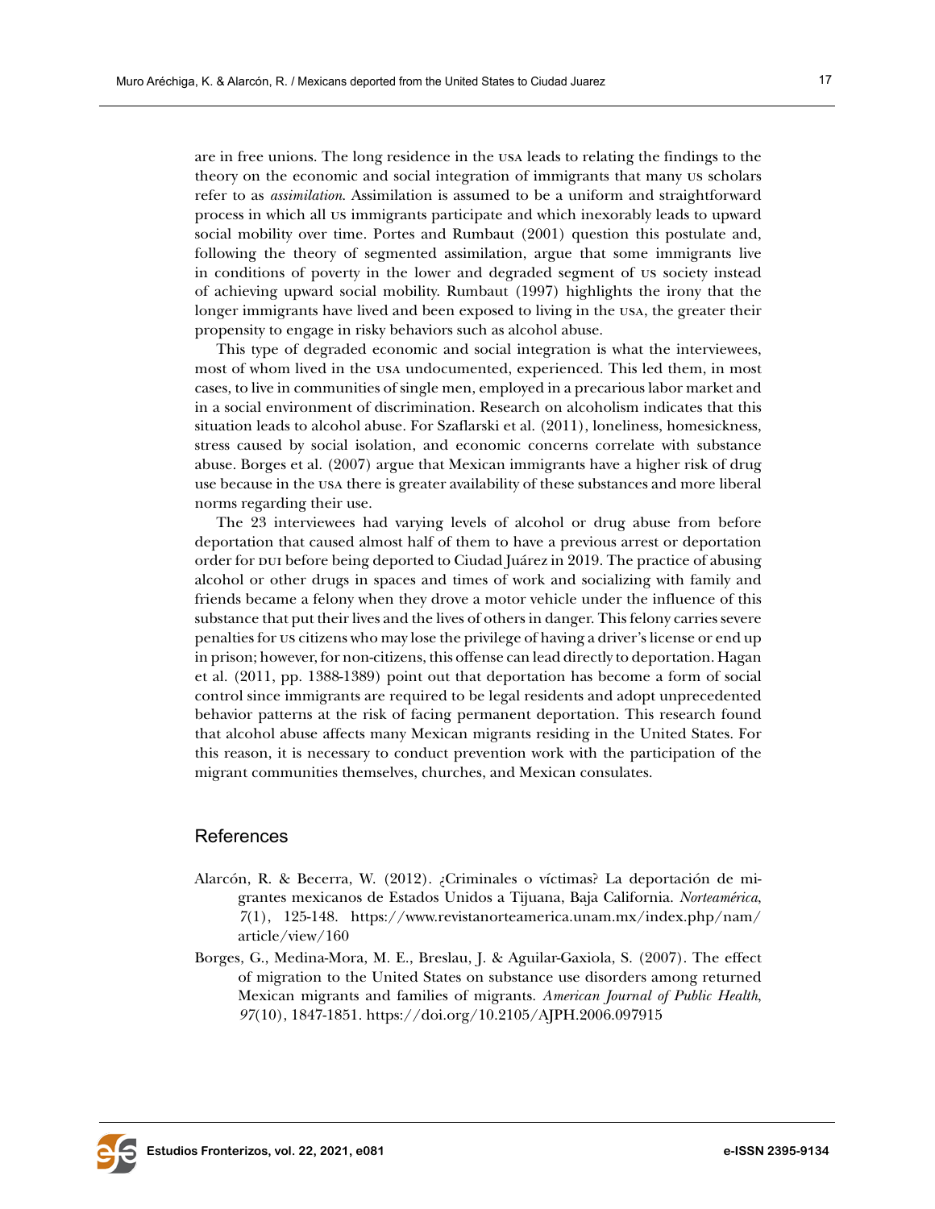are in free unions. The long residence in the USA leads to relating the findings to the theory on the economic and social integration of immigrants that many US scholars refer to as *assimilation*. Assimilation is assumed to be a uniform and straightforward process in which all US immigrants participate and which inexorably leads to upward social mobility over time. Portes and Rumbaut (2001) question this postulate and, following the theory of segmented assimilation, argue that some immigrants live in conditions of poverty in the lower and degraded segment of US society instead of achieving upward social mobility. Rumbaut (1997) highlights the irony that the longer immigrants have lived and been exposed to living in the USA, the greater their propensity to engage in risky behaviors such as alcohol abuse.

This type of degraded economic and social integration is what the interviewees, most of whom lived in the USA undocumented, experienced. This led them, in most cases, to live in communities of single men, employed in a precarious labor market and in a social environment of discrimination. Research on alcoholism indicates that this situation leads to alcohol abuse. For Szaflarski et al. (2011), loneliness, homesickness, stress caused by social isolation, and economic concerns correlate with substance abuse. Borges et al. (2007) argue that Mexican immigrants have a higher risk of drug use because in the USA there is greater availability of these substances and more liberal norms regarding their use.

The 23 interviewees had varying levels of alcohol or drug abuse from before deportation that caused almost half of them to have a previous arrest or deportation order for DUI before being deported to Ciudad Juárez in 2019. The practice of abusing alcohol or other drugs in spaces and times of work and socializing with family and friends became a felony when they drove a motor vehicle under the influence of this substance that put their lives and the lives of others in danger. This felony carries severe penalties for US citizens who may lose the privilege of having a driver's license or end up in prison; however, for non-citizens, this offense can lead directly to deportation. Hagan et al. (2011, pp. 1388-1389) point out that deportation has become a form of social control since immigrants are required to be legal residents and adopt unprecedented behavior patterns at the risk of facing permanent deportation. This research found that alcohol abuse affects many Mexican migrants residing in the United States. For this reason, it is necessary to conduct prevention work with the participation of the migrant communities themselves, churches, and Mexican consulates.

## References

Alarcón, R. & Becerra, W. (2012). ¿Criminales o víctimas? La deportación de migrantes mexicanos de Estados Unidos a Tijuana, Baja California. *Norteamérica*, *7*(1), 125-148. https://www.revistanorteamerica.unam.mx/index.php/nam/article/view/160

Borges, G., Medina-Mora, M. E., Breslau, J. & Aguilar-Gaxiola, S. (2007). The effect of migration to the United States on substance use disorders among returned Mexican migrants and families of migrants. *American Journal of Public Health*, *97*(10), 1847-1851. https://doi.org/10.2105/AJPH.2006.097915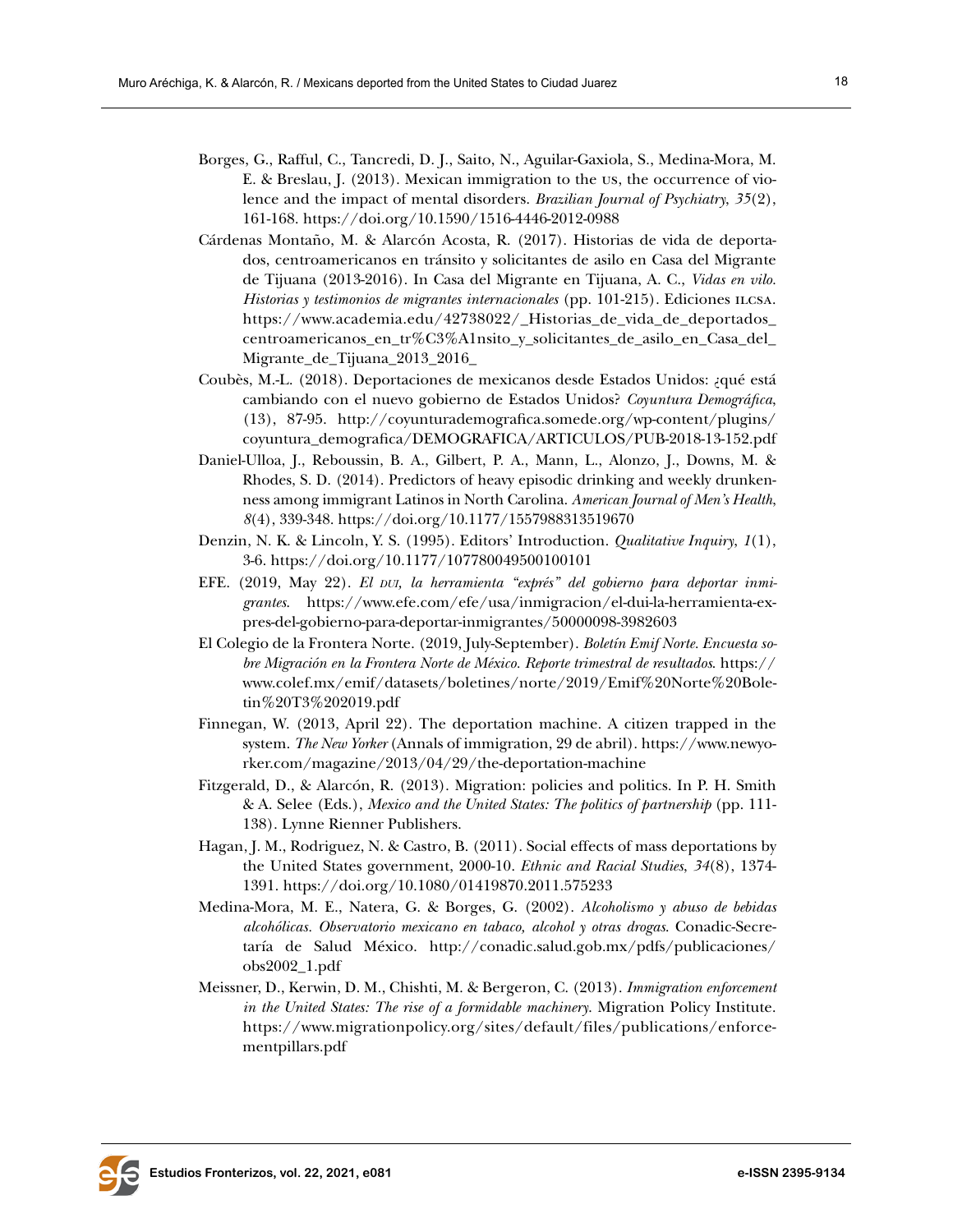Borges, G., Rafful, C., Tancredi, D. J., Saito, N., Aguilar-Gaxiola, S., Medina-Mora, M. E. & Breslau, J. (2013). Mexican immigration to the US, the occurrence of violence and the impact of mental disorders. *Brazilian Journal of Psychiatry*, *35*(2), 161-168. https://doi.org/10.1590/1516-4446-2012-0988

Cárdenas Montaño, M. & Alarcón Acosta, R. (2017). Historias de vida de deportados, centroamericanos en tránsito y solicitantes de asilo en Casa del Migrante de Tijuana (2013-2016). In Casa del Migrante en Tijuana, A. C., *Vidas en vilo. Historias y testimonios de migrantes internacionales* (pp. 101-215). Ediciones ILCSA. https://www.academia.edu/42738022/_Historias_de_vida_de_deportados_centroamericanos_en_tr%C3%A1nsito_y_solicitantes_de_asilo_en_Casa_del_Migrante_de_Tijuana_2013_2016_

Coubès, M.-L. (2018). Deportaciones de mexicanos desde Estados Unidos: ¿qué está cambiando con el nuevo gobierno de Estados Unidos? *Coyuntura Demográfica*, (13), 87-95. http://coyunturademografica.somede.org/wp-content/plugins/coyuntura_demografica/DEMOGRAFICA/ARTICULOS/PUB-2018-13-152.pdf

Daniel-Ulloa, J., Reboussin, B. A., Gilbert, P. A., Mann, L., Alonzo, J., Downs, M. & Rhodes, S. D. (2014). Predictors of heavy episodic drinking and weekly drunkenness among immigrant Latinos in North Carolina. *American Journal of Men's Health*, *8*(4), 339-348. https://doi.org/10.1177/1557988313519670

Denzin, N. K. & Lincoln, Y. S. (1995). Editors' Introduction. *Qualitative Inquiry*, *1*(1), 3-6. https://doi.org/10.1177/107780049500100101

EFE. (2019, May 22). *El DUI, la herramienta "exprés" del gobierno para deportar inmigrantes*. https://www.efe.com/efe/usa/inmigracion/el-dui-la-herramienta-expres-del-gobierno-para-deportar-inmigrantes/50000098-3982603

El Colegio de la Frontera Norte. (2019, July-September). *Boletín Emif Norte. Encuesta sobre Migración en la Frontera Norte de México. Reporte trimestral de resultados*. https://www.colef.mx/emif/datasets/boletines/norte/2019/Emif%20Norte%20Boletin%20T3%202019.pdf

Finnegan, W. (2013, April 22). The deportation machine. A citizen trapped in the system. *The New Yorker* (Annals of immigration, 29 de abril). https://www.newyorker.com/magazine/2013/04/29/the-deportation-machine

Fitzgerald, D., & Alarcón, R. (2013). Migration: policies and politics. In P. H. Smith & A. Selee (Eds.), *Mexico and the United States: The politics of partnership* (pp. 111-138). Lynne Rienner Publishers.

Hagan, J. M., Rodriguez, N. & Castro, B. (2011). Social effects of mass deportations by the United States government, 2000-10. *Ethnic and Racial Studies*, *34*(8), 1374-1391. https://doi.org/10.1080/01419870.2011.575233

Medina-Mora, M. E., Natera, G. & Borges, G. (2002). *Alcoholismo y abuso de bebidas alcohólicas. Observatorio mexicano en tabaco, alcohol y otras drogas*. Conadic-Secretaría de Salud México. http://conadic.salud.gob.mx/pdfs/publicaciones/obs2002_1.pdf

Meissner, D., Kerwin, D. M., Chishti, M. & Bergeron, C. (2013). *Immigration enforcement in the United States: The rise of a formidable machinery*. Migration Policy Institute. https://www.migrationpolicy.org/sites/default/files/publications/enforcementpillars.pdf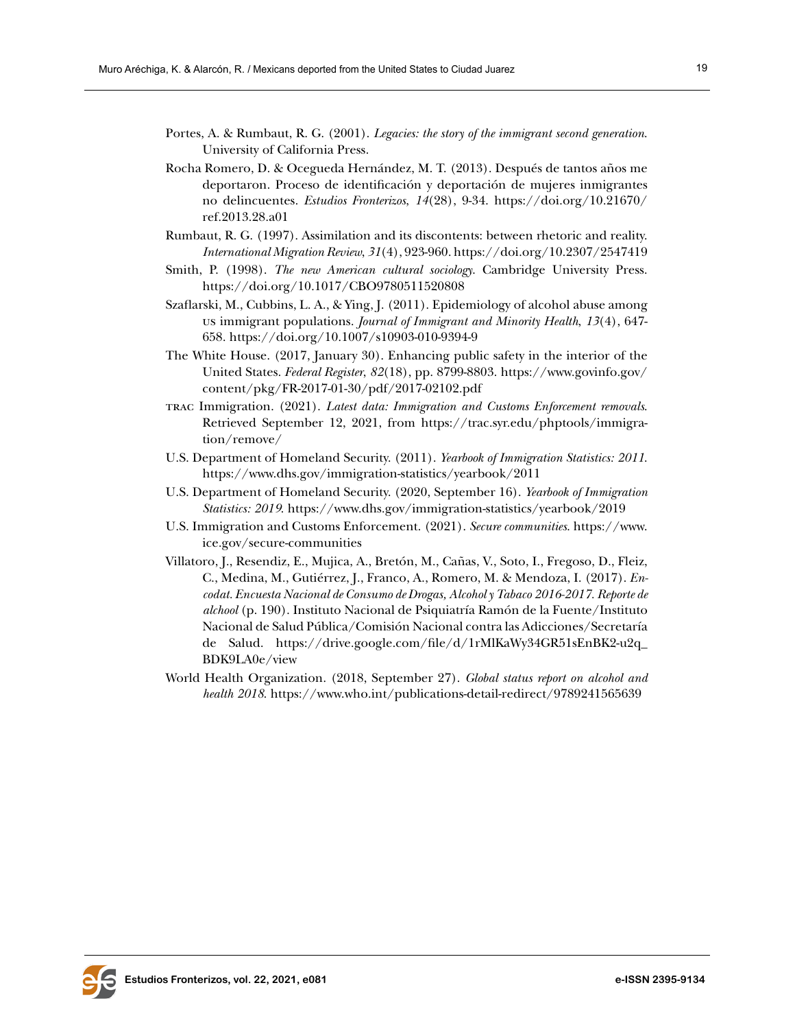Portes, A. & Rumbaut, R. G. (2001). *Legacies: the story of the immigrant second generation*. University of California Press.

Rocha Romero, D. & Ocegueda Hernández, M. T. (2013). Después de tantos años me deportaron. Proceso de identificación y deportación de mujeres inmigrantes no delincuentes. *Estudios Fronterizos*, *14*(28), 9-34. https://doi.org/10.21670/ref.2013.28.a01

Rumbaut, R. G. (1997). Assimilation and its discontents: between rhetoric and reality. *International Migration Review*, *31*(4), 923-960. https://doi.org/10.2307/2547419

Smith, P. (1998). *The new American cultural sociology*. Cambridge University Press. https://doi.org/10.1017/CBO9780511520808

Szaflarski, M., Cubbins, L. A., & Ying, J. (2011). Epidemiology of alcohol abuse among US immigrant populations. *Journal of Immigrant and Minority Health*, *13*(4), 647-658. https://doi.org/10.1007/s10903-010-9394-9

The White House. (2017, January 30). Enhancing public safety in the interior of the United States. *Federal Register*, *82*(18), pp. 8799-8803. https://www.govinfo.gov/content/pkg/FR-2017-01-30/pdf/2017-02102.pdf

TRAC Immigration. (2021). *Latest data: Immigration and Customs Enforcement removals*. Retrieved September 12, 2021, from https://trac.syr.edu/phptools/immigration/remove/

U.S. Department of Homeland Security. (2011). *Yearbook of Immigration Statistics: 2011*. https://www.dhs.gov/immigration-statistics/yearbook/2011

U.S. Department of Homeland Security. (2020, September 16). *Yearbook of Immigration Statistics: 2019*. https://www.dhs.gov/immigration-statistics/yearbook/2019

U.S. Immigration and Customs Enforcement. (2021). *Secure communities*. https://www.ice.gov/secure-communities

Villatoro, J., Resendiz, E., Mujica, A., Bretón, M., Cañas, V., Soto, I., Fregoso, D., Fleiz, C., Medina, M., Gutiérrez, J., Franco, A., Romero, M. & Mendoza, I. (2017). *Encodat. Encuesta Nacional de Consumo de Drogas, Alcohol y Tabaco 2016-2017. Reporte de alcohol* (p. 190). Instituto Nacional de Psiquiatría Ramón de la Fuente/Instituto Nacional de Salud Pública/Comisión Nacional contra las Adicciones/Secretaría de Salud. https://drive.google.com/file/d/1rMlKaWy34GR51sEnBK2-u2q_BDK9LA0e/view

World Health Organization. (2018, September 27). *Global status report on alcohol and health 2018*. https://www.who.int/publications-detail-redirect/9789241565639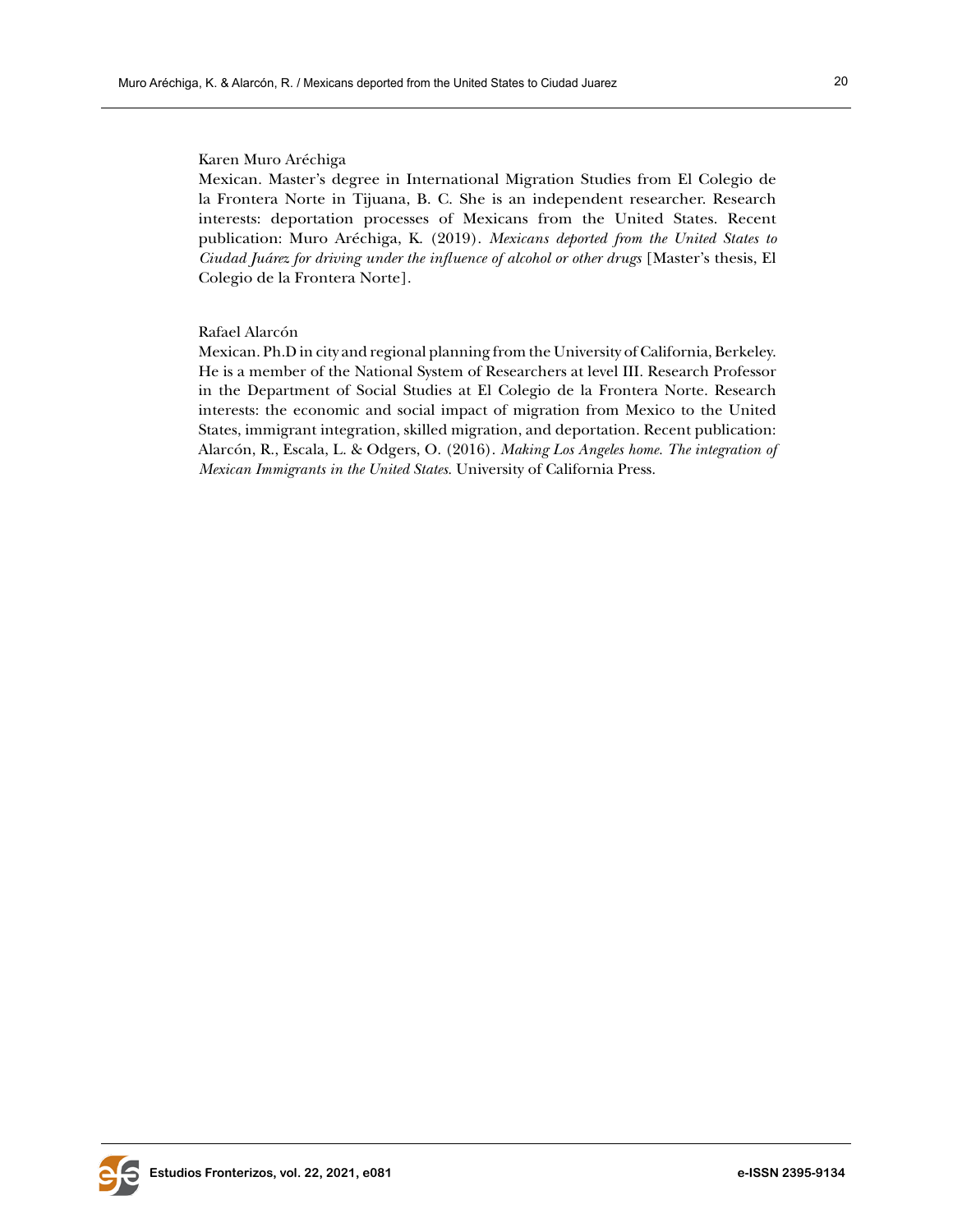Karen Muro Aréchiga

Mexican. Master's degree in International Migration Studies from El Colegio de la Frontera Norte in Tijuana, B. C. She is an independent researcher. Research interests: deportation processes of Mexicans from the United States. Recent publication: Muro Aréchiga, K. (2019). *Mexicans deported from the United States to Ciudad Juárez for driving under the influence of alcohol or other drugs* [Master's thesis, El Colegio de la Frontera Norte].

Rafael Alarcón

Mexican. Ph.D in city and regional planning from the University of California, Berkeley. He is a member of the National System of Researchers at level III. Research Professor in the Department of Social Studies at El Colegio de la Frontera Norte. Research interests: the economic and social impact of migration from Mexico to the United States, immigrant integration, skilled migration, and deportation. Recent publication: Alarcón, R., Escala, L. & Odgers, O. (2016). *Making Los Angeles home. The integration of Mexican Immigrants in the United States.* University of California Press.